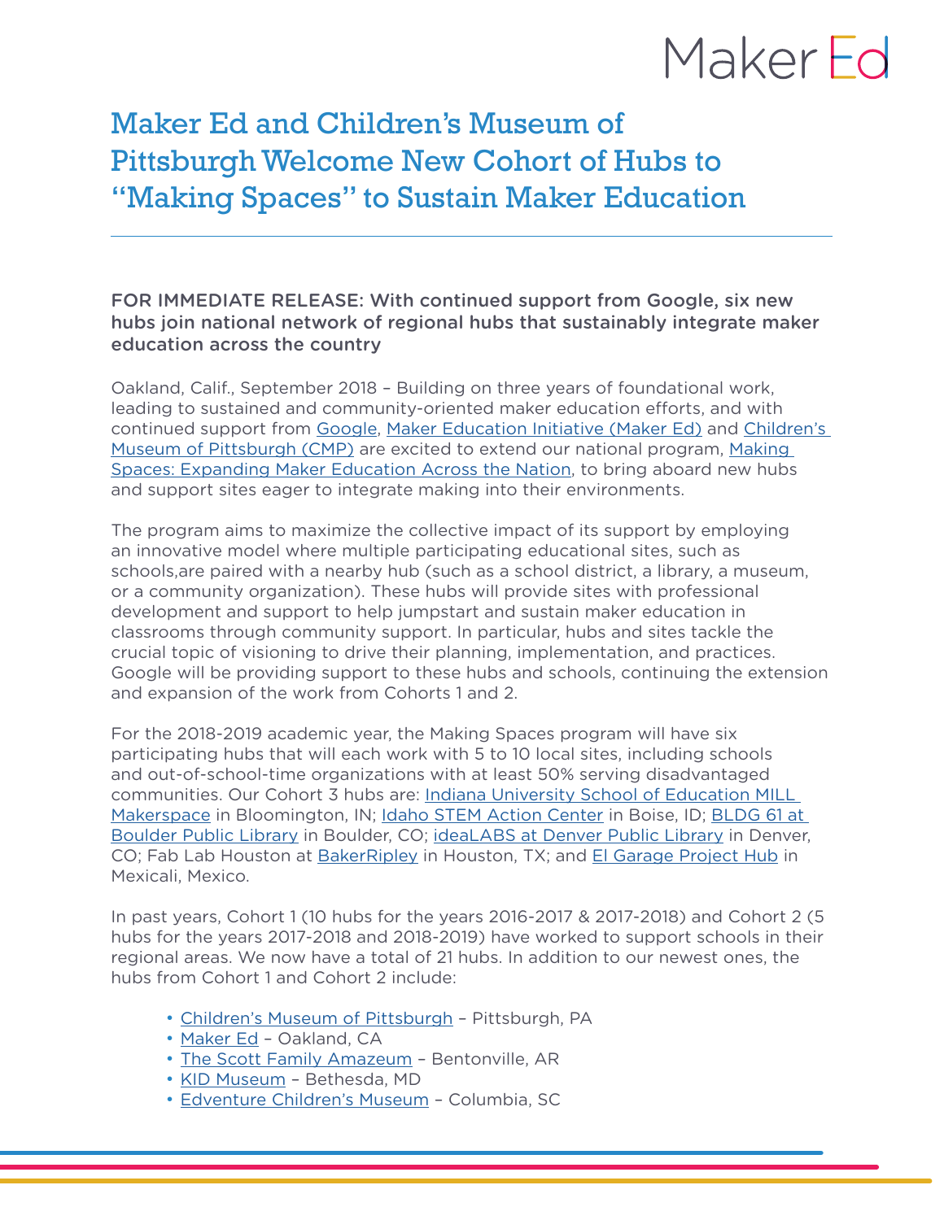Maker Ed

# Maker Ed and Children's Museum of Pittsburgh Welcome New Cohort of Hubs to "Making Spaces" to Sustain Maker Education

FOR IMMEDIATE RELEASE: With continued support from Google, six new hubs join national network of regional hubs that sustainably integrate maker education across the country

Oakland, Calif., September 2018 – Building on three years of foundational work, leading to sustained and community-oriented maker education efforts, and with continued support from Google, Maker Education Initiative (Maker Ed) and Children's Museum of Pittsburgh (CMP) are excited to extend our national program, Making Spaces: Expanding Maker Education Across the Nation, to bring aboard new hubs and support sites eager to integrate making into their environments.

The program aims to maximize the collective impact of its support by employing an innovative model where multiple participating educational sites, such as schools,are paired with a nearby hub (such as a school district, a library, a museum, or a community organization). These hubs will provide sites with professional development and support to help jumpstart and sustain maker education in classrooms through community support. In particular, hubs and sites tackle the crucial topic of visioning to drive their planning, implementation, and practices. Google will be providing support to these hubs and schools, continuing the extension and expansion of the work from Cohorts 1 and 2.

For the 2018-2019 academic year, the Making Spaces program will have six participating hubs that will each work with 5 to 10 local sites, including schools and out-of-school-time organizations with at least 50% serving disadvantaged communities. Our Cohort 3 hubs are: Indiana University School of Education MILL Makerspace in Bloomington, IN; Idaho STEM Action Center in Boise, ID; BLDG 61 at Boulder Public Library in Boulder, CO; ideaLABS at Denver Public Library in Denver, CO; Fab Lab Houston at BakerRipley in Houston, TX; and El Garage Project Hub in Mexicali, Mexico.

In past years, Cohort 1 (10 hubs for the years 2016-2017 & 2017-2018) and Cohort 2 (5 hubs for the years 2017-2018 and 2018-2019) have worked to support schools in their regional areas. We now have a total of 21 hubs. In addition to our newest ones, the hubs from Cohort 1 and Cohort 2 include:

- Children's Museum of Pittsburgh – Pittsburgh, PA
- Maker Ed – Oakland, CA
- The Scott Family Amazeum – Bentonville, AR
- KID Museum – Bethesda, MD
- Edventure Children's Museum – Columbia, SC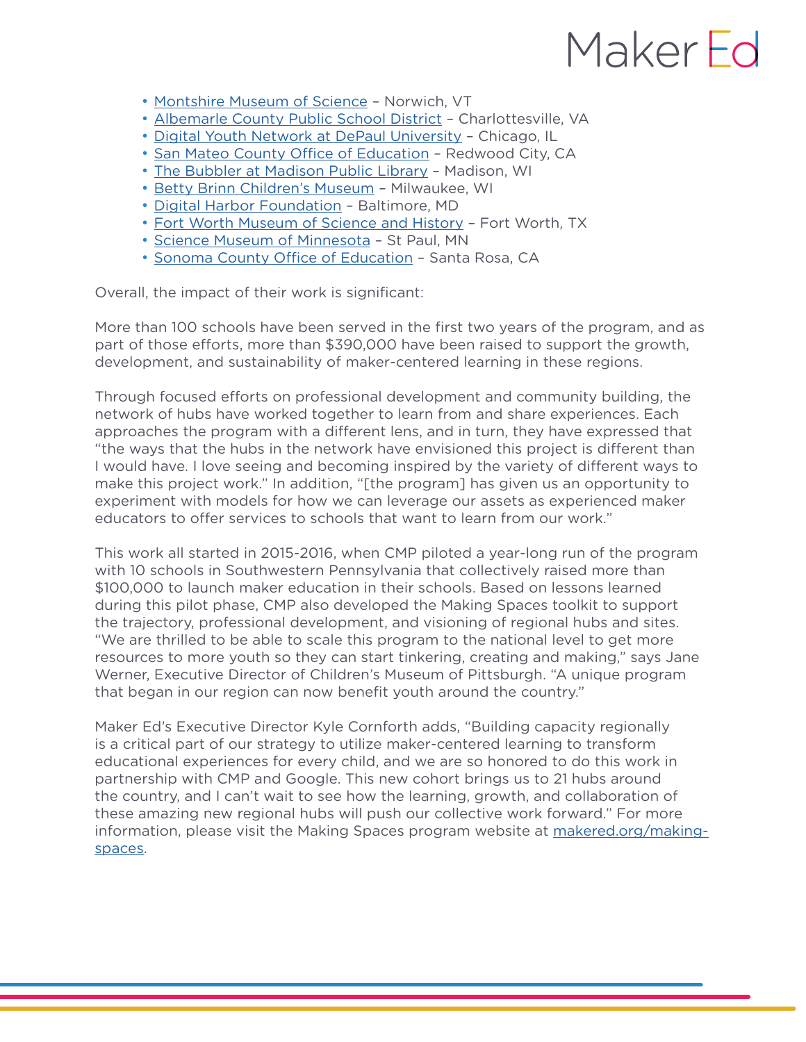- [Montshire Museum of Science]() – Norwich, VT
- [Albemarle County Public School District]() – Charlottesville, VA
- [Digital Youth Network at DePaul University]() – Chicago, IL
- [San Mateo County Office of Education]() – Redwood City, CA
- [The Bubbler at Madison Public Library]() – Madison, WI
- [Betty Brinn Children's Museum]() – Milwaukee, WI
- [Digital Harbor Foundation]() – Baltimore, MD
- [Fort Worth Museum of Science and History]() – Fort Worth, TX
- [Science Museum of Minnesota]() – St Paul, MN
- [Sonoma County Office of Education]() – Santa Rosa, CA

Overall, the impact of their work is significant:

More than 100 schools have been served in the first two years of the program, and as part of those efforts, more than $390,000 have been raised to support the growth, development, and sustainability of maker-centered learning in these regions.

Through focused efforts on professional development and community building, the network of hubs have worked together to learn from and share experiences. Each approaches the program with a different lens, and in turn, they have expressed that "the ways that the hubs in the network have envisioned this project is different than I would have. I love seeing and becoming inspired by the variety of different ways to make this project work." In addition, "[the program] has given us an opportunity to experiment with models for how we can leverage our assets as experienced maker educators to offer services to schools that want to learn from our work."

This work all started in 2015-2016, when CMP piloted a year-long run of the program with 10 schools in Southwestern Pennsylvania that collectively raised more than $100,000 to launch maker education in their schools. Based on lessons learned during this pilot phase, CMP also developed the Making Spaces toolkit to support the trajectory, professional development, and visioning of regional hubs and sites. "We are thrilled to be able to scale this program to the national level to get more resources to more youth so they can start tinkering, creating and making," says Jane Werner, Executive Director of Children's Museum of Pittsburgh. "A unique program that began in our region can now benefit youth around the country."

Maker Ed's Executive Director Kyle Cornforth adds, "Building capacity regionally is a critical part of our strategy to utilize maker-centered learning to transform educational experiences for every child, and we are so honored to do this work in partnership with CMP and Google. This new cohort brings us to 21 hubs around the country, and I can't wait to see how the learning, growth, and collaboration of these amazing new regional hubs will push our collective work forward." For more information, please visit the Making Spaces program website at [makered.org/making-spaces]().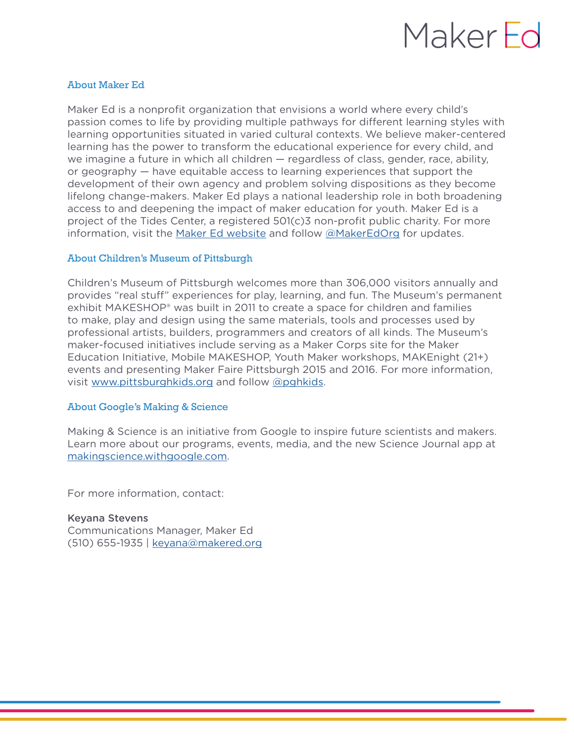## About Maker Ed

Maker Ed is a nonprofit organization that envisions a world where every child's passion comes to life by providing multiple pathways for different learning styles with learning opportunities situated in varied cultural contexts. We believe maker-centered learning has the power to transform the educational experience for every child, and we imagine a future in which all children — regardless of class, gender, race, ability, or geography — have equitable access to learning experiences that support the development of their own agency and problem solving dispositions as they become lifelong change-makers. Maker Ed plays a national leadership role in both broadening access to and deepening the impact of maker education for youth. Maker Ed is a project of the Tides Center, a registered 501(c)3 non-profit public charity. For more information, visit the Maker Ed website and follow @MakerEdOrg for updates.

## About Children's Museum of Pittsburgh

Children's Museum of Pittsburgh welcomes more than 306,000 visitors annually and provides "real stuff" experiences for play, learning, and fun. The Museum's permanent exhibit MAKESHOP® was built in 2011 to create a space for children and families to make, play and design using the same materials, tools and processes used by professional artists, builders, programmers and creators of all kinds. The Museum's maker-focused initiatives include serving as a Maker Corps site for the Maker Education Initiative, Mobile MAKESHOP, Youth Maker workshops, MAKEnight (21+) events and presenting Maker Faire Pittsburgh 2015 and 2016. For more information, visit www.pittsburghkids.org and follow @pghkids.

## About Google's Making & Science

Making & Science is an initiative from Google to inspire future scientists and makers. Learn more about our programs, events, media, and the new Science Journal app at makingscience.withgoogle.com.

For more information, contact:

**Keyana Stevens**
Communications Manager, Maker Ed
(510) 655-1935 | keyana@makered.org